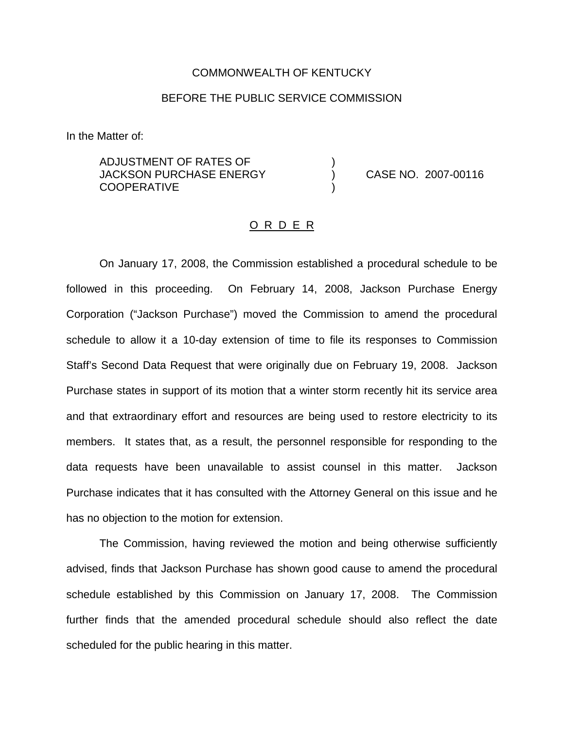COMMONWEALTH OF KENTUCKY

BEFORE THE PUBLIC SERVICE COMMISSION

In the Matter of:

| | | |
|---|---|---|
| ADJUSTMENT OF RATES OF JACKSON PURCHASE ENERGY COOPERATIVE | ) ) ) | CASE NO. 2007-00116 |

<u>O R D E R</u>

On January 17, 2008, the Commission established a procedural schedule to be followed in this proceeding. On February 14, 2008, Jackson Purchase Energy Corporation ("Jackson Purchase") moved the Commission to amend the procedural schedule to allow it a 10-day extension of time to file its responses to Commission Staff's Second Data Request that were originally due on February 19, 2008. Jackson Purchase states in support of its motion that a winter storm recently hit its service area and that extraordinary effort and resources are being used to restore electricity to its members. It states that, as a result, the personnel responsible for responding to the data requests have been unavailable to assist counsel in this matter. Jackson Purchase indicates that it has consulted with the Attorney General on this issue and he has no objection to the motion for extension.

The Commission, having reviewed the motion and being otherwise sufficiently advised, finds that Jackson Purchase has shown good cause to amend the procedural schedule established by this Commission on January 17, 2008. The Commission further finds that the amended procedural schedule should also reflect the date scheduled for the public hearing in this matter.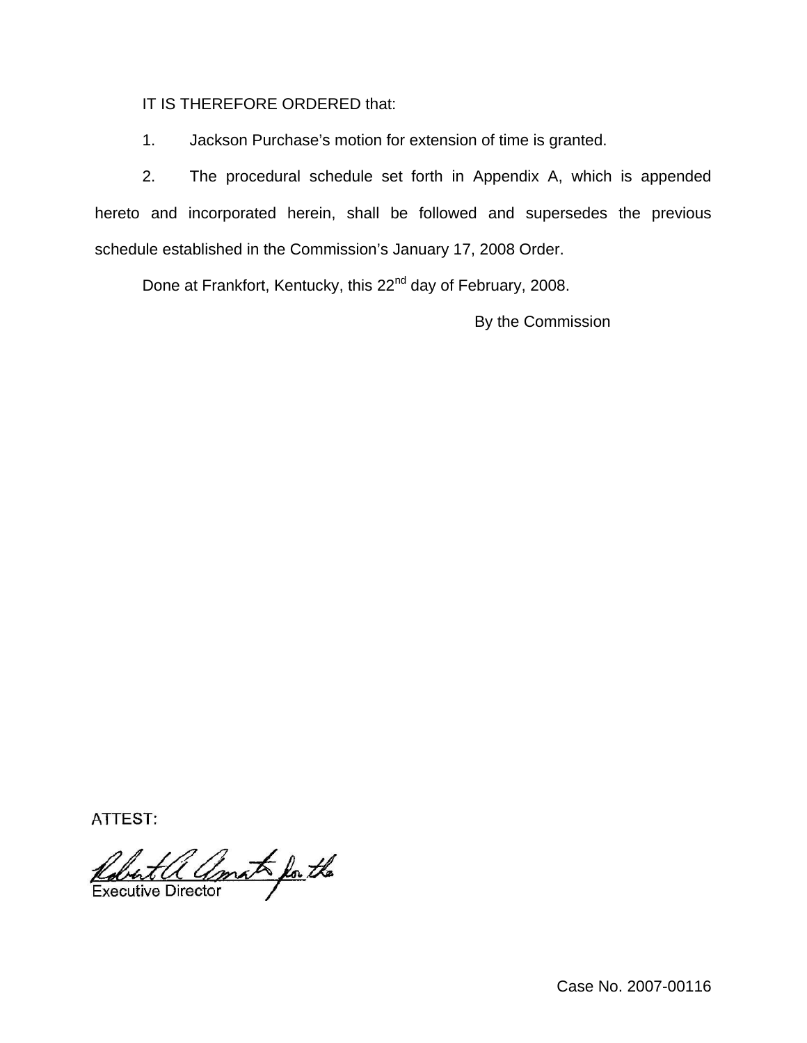IT IS THEREFORE ORDERED that:

1. Jackson Purchase's motion for extension of time is granted.

2. The procedural schedule set forth in Appendix A, which is appended hereto and incorporated herein, shall be followed and supersedes the previous schedule established in the Commission's January 17, 2008 Order.

Done at Frankfort, Kentucky, this 22nd day of February, 2008.

By the Commission

ATTEST:

Executive Director

Case No. 2007-00116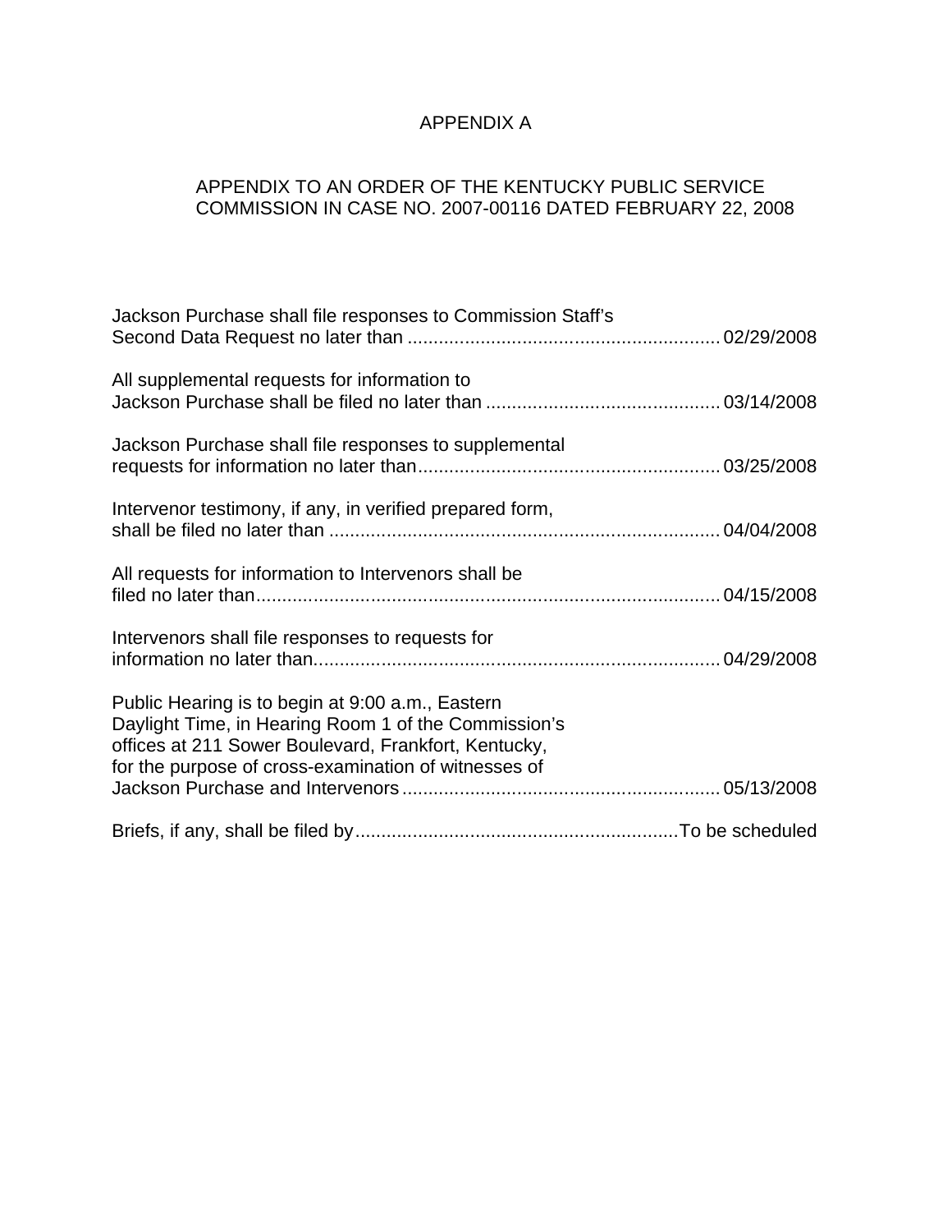# APPENDIX A

## APPENDIX TO AN ORDER OF THE KENTUCKY PUBLIC SERVICE COMMISSION IN CASE NO. 2007-00116 DATED FEBRUARY 22, 2008

Jackson Purchase shall file responses to Commission Staff's Second Data Request no later than ........................................................... 02/29/2008

All supplemental requests for information to Jackson Purchase shall be filed no later than ............................................. 03/14/2008

Jackson Purchase shall file responses to supplemental requests for information no later than.......................................................... 03/25/2008

Intervenor testimony, if any, in verified prepared form, shall be filed no later than .......................................................................... 04/04/2008

All requests for information to Intervenors shall be filed no later than......................................................................................... 04/15/2008

Intervenors shall file responses to requests for information no later than.............................................................................. 04/29/2008

Public Hearing is to begin at 9:00 a.m., Eastern Daylight Time, in Hearing Room 1 of the Commission's offices at 211 Sower Boulevard, Frankfort, Kentucky, for the purpose of cross-examination of witnesses of Jackson Purchase and Intervenors ............................................................. 05/13/2008

Briefs, if any, shall be filed by.............................................................To be scheduled